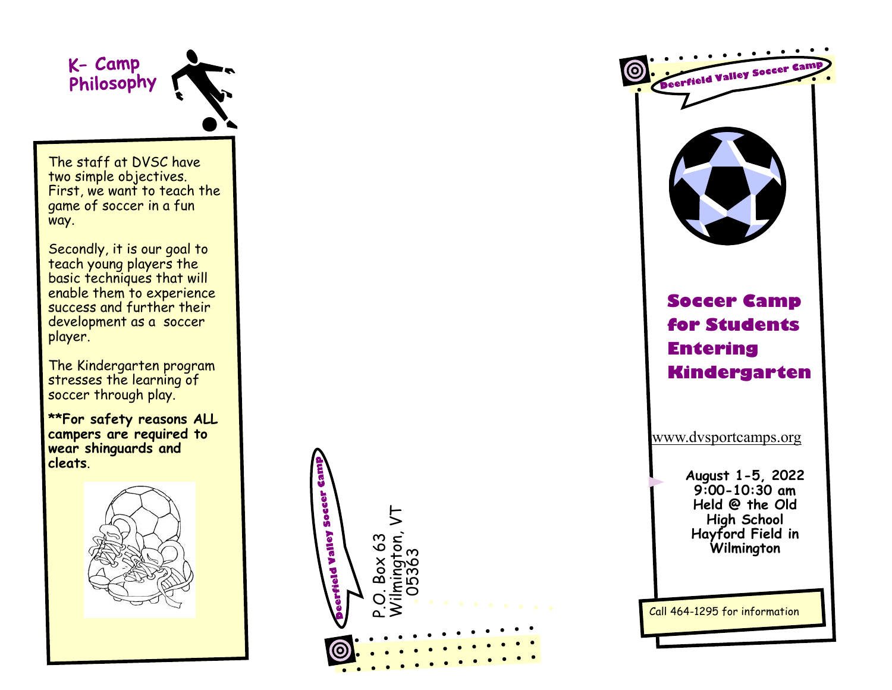## K- Camp Philosophy

The staff at DVSC have two simple objectives. First, we want to teach the game of soccer in a fun way.

Secondly, it is our goal to teach young players the basic techniques that will enable them to experience success and further their development as a soccer player.

The Kindergarten program stresses the learning of soccer through play.

**For safety reasons ALL campers are required to wear shinguards and cleats.**

Deerfield Valley Soccer Camp

P.O. Box 63
Wilmington, VT
05363

Deerfield Valley Soccer Camp

# Soccer Camp for Students Entering Kindergarten

www.dvsportcamps.org

**August 1-5, 2022**
**9:00-10:30 am**
**Held @ the Old High School Hayford Field in Wilmington**

Call 464-1295 for information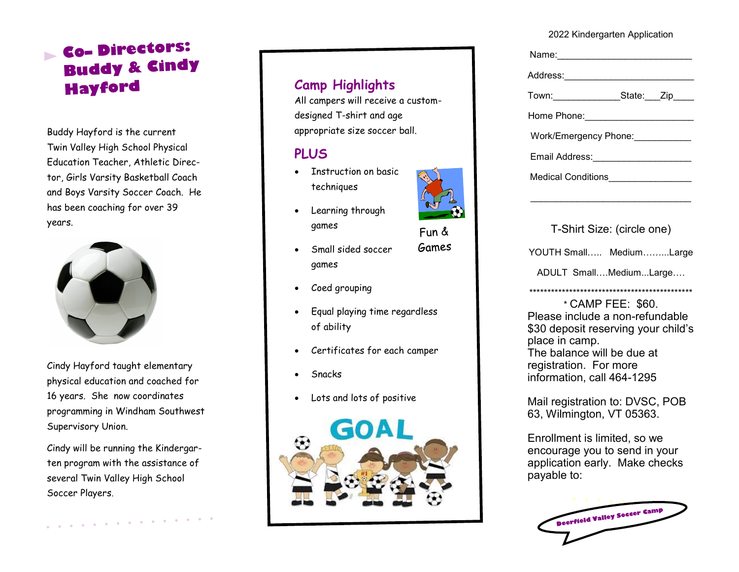## Co- Directors: Buddy & Cindy Hayford

Buddy Hayford is the current Twin Valley High School Physical Education Teacher, Athletic Director, Girls Varsity Basketball Coach and Boys Varsity Soccer Coach. He has been coaching for over 39 years.

Cindy Hayford taught elementary physical education and coached for 16 years. She now coordinates programming in Windham Southwest Supervisory Union.

Cindy will be running the Kindergarten program with the assistance of several Twin Valley High School Soccer Players.

## Camp Highlights

All campers will receive a custom-designed T-shirt and age appropriate size soccer ball.

## PLUS

- Instruction on basic techniques
- Learning through games
- Small sided soccer games
- Coed grouping
- Equal playing time regardless of ability
- Certificates for each camper
- Snacks
- Lots and lots of positive

Fun & Games

GOAL

2022 Kindergarten Application

Name:___________________________

Address:_________________________

Town:_____________State:___Zip____

Home Phone:_____________________

Work/Emergency Phone:___________

Email Address:___________________

Medical Conditions________________

________________________________

T-Shirt Size: (circle one)

YOUTH Small….. Medium……...Large

ADULT Small….Medium...Large….

*************************************************

* CAMP FEE: $60.
Please include a non-refundable $30 deposit reserving your child's place in camp.
The balance will be due at registration. For more information, call 464-1295

Mail registration to: DVSC, POB 63, Wilmington, VT 05363.

Enrollment is limited, so we encourage you to send in your application early. Make checks payable to:

Deerfield Valley Soccer Camp